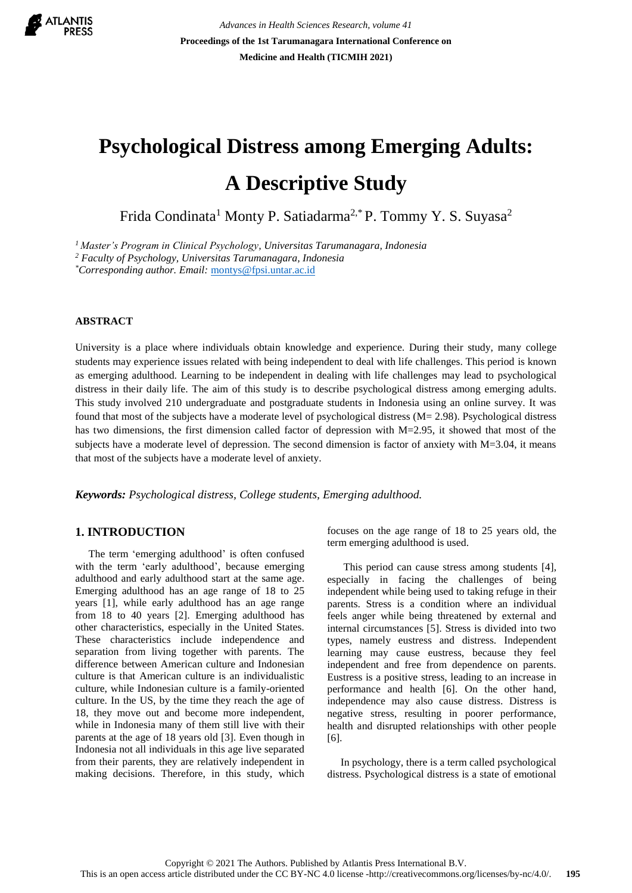# Psychological Distress among Emerging Adults: A Descriptive Study

Frida Condinata[1] Monty P. Satiadarma[2,*] P. Tommy Y. S. Suyasa[2]

*[1] Master's Program in Clinical Psychology, Universitas Tarumanagara, Indonesia*
*[2] Faculty of Psychology, Universitas Tarumanagara, Indonesia*
*[*]Corresponding author. Email:* montys@fpsi.untar.ac.id

## ABSTRACT

University is a place where individuals obtain knowledge and experience. During their study, many college students may experience issues related with being independent to deal with life challenges. This period is known as emerging adulthood. Learning to be independent in dealing with life challenges may lead to psychological distress in their daily life. The aim of this study is to describe psychological distress among emerging adults. This study involved 210 undergraduate and postgraduate students in Indonesia using an online survey. It was found that most of the subjects have a moderate level of psychological distress (M= 2.98). Psychological distress has two dimensions, the first dimension called factor of depression with M=2.95, it showed that most of the subjects have a moderate level of depression. The second dimension is factor of anxiety with M=3.04, it means that most of the subjects have a moderate level of anxiety.

***Keywords:*** *Psychological distress, College students, Emerging adulthood.*

## 1. INTRODUCTION

The term 'emerging adulthood' is often confused with the term 'early adulthood', because emerging adulthood and early adulthood start at the same age. Emerging adulthood has an age range of 18 to 25 years [1], while early adulthood has an age range from 18 to 40 years [2]. Emerging adulthood has other characteristics, especially in the United States. These characteristics include independence and separation from living together with parents. The difference between American culture and Indonesian culture is that American culture is an individualistic culture, while Indonesian culture is a family-oriented culture. In the US, by the time they reach the age of 18, they move out and become more independent, while in Indonesia many of them still live with their parents at the age of 18 years old [3]. Even though in Indonesia not all individuals in this age live separated from their parents, they are relatively independent in making decisions. Therefore, in this study, which focuses on the age range of 18 to 25 years old, the term emerging adulthood is used.

This period can cause stress among students [4], especially in facing the challenges of being independent while being used to taking refuge in their parents. Stress is a condition where an individual feels anger while being threatened by external and internal circumstances [5]. Stress is divided into two types, namely eustress and distress. Independent learning may cause eustress, because they feel independent and free from dependence on parents. Eustress is a positive stress, leading to an increase in performance and health [6]. On the other hand, independence may also cause distress. Distress is negative stress, resulting in poorer performance, health and disrupted relationships with other people [6].

In psychology, there is a term called psychological distress. Psychological distress is a state of emotional

Copyright © 2021 The Authors. Published by Atlantis Press International B.V.
This is an open access article distributed under the CC BY-NC 4.0 license -http://creativecommons.org/licenses/by-nc/4.0/.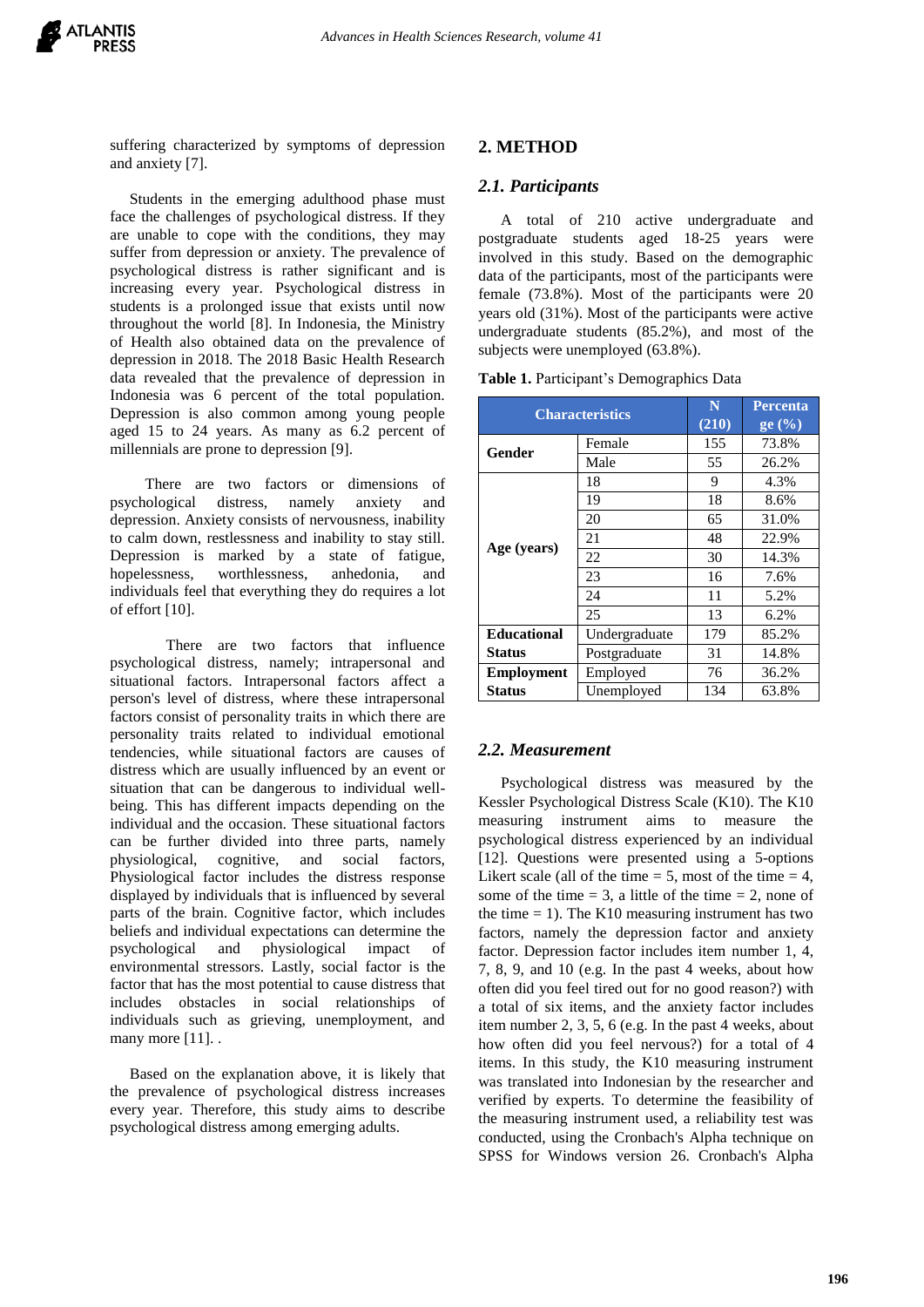suffering characterized by symptoms of depression and anxiety [7].

Students in the emerging adulthood phase must face the challenges of psychological distress. If they are unable to cope with the conditions, they may suffer from depression or anxiety. The prevalence of psychological distress is rather significant and is increasing every year. Psychological distress in students is a prolonged issue that exists until now throughout the world [8]. In Indonesia, the Ministry of Health also obtained data on the prevalence of depression in 2018. The 2018 Basic Health Research data revealed that the prevalence of depression in Indonesia was 6 percent of the total population. Depression is also common among young people aged 15 to 24 years. As many as 6.2 percent of millennials are prone to depression [9].

There are two factors or dimensions of psychological distress, namely anxiety and depression. Anxiety consists of nervousness, inability to calm down, restlessness and inability to stay still. Depression is marked by a state of fatigue, hopelessness, worthlessness, anhedonia, and individuals feel that everything they do requires a lot of effort [10].

There are two factors that influence psychological distress, namely; intrapersonal and situational factors. Intrapersonal factors affect a person's level of distress, where these intrapersonal factors consist of personality traits in which there are personality traits related to individual emotional tendencies, while situational factors are causes of distress which are usually influenced by an event or situation that can be dangerous to individual well-being. This has different impacts depending on the individual and the occasion. These situational factors can be further divided into three parts, namely physiological, cognitive, and social factors, Physiological factor includes the distress response displayed by individuals that is influenced by several parts of the brain. Cognitive factor, which includes beliefs and individual expectations can determine the psychological and physiological impact of environmental stressors. Lastly, social factor is the factor that has the most potential to cause distress that includes obstacles in social relationships of individuals such as grieving, unemployment, and many more [11]. .

Based on the explanation above, it is likely that the prevalence of psychological distress increases every year. Therefore, this study aims to describe psychological distress among emerging adults.

## 2. METHOD

### 2.1. Participants

A total of 210 active undergraduate and postgraduate students aged 18-25 years were involved in this study. Based on the demographic data of the participants, most of the participants were female (73.8%). Most of the participants were 20 years old (31%). Most of the participants were active undergraduate students (85.2%), and most of the subjects were unemployed (63.8%).

**Table 1.** Participant's Demographics Data

| Characteristics | | N (210) | Percentage (%) |
|---|---|---|---|
| **Gender** | Female | 155 | 73.8% |
| | Male | 55 | 26.2% |
| **Age (years)** | 18 | 9 | 4.3% |
| | 19 | 18 | 8.6% |
| | 20 | 65 | 31.0% |
| | 21 | 48 | 22.9% |
| | 22 | 30 | 14.3% |
| | 23 | 16 | 7.6% |
| | 24 | 11 | 5.2% |
| | 25 | 13 | 6.2% |
| **Educational Status** | Undergraduate | 179 | 85.2% |
| | Postgraduate | 31 | 14.8% |
| **Employment Status** | Employed | 76 | 36.2% |
| | Unemployed | 134 | 63.8% |

### 2.2. Measurement

Psychological distress was measured by the Kessler Psychological Distress Scale (K10). The K10 measuring instrument aims to measure the psychological distress experienced by an individual [12]. Questions were presented using a 5-options Likert scale (all of the time = 5, most of the time = 4, some of the time = 3, a little of the time = 2, none of the time = 1). The K10 measuring instrument has two factors, namely the depression factor and anxiety factor. Depression factor includes item number 1, 4, 7, 8, 9, and 10 (e.g. In the past 4 weeks, about how often did you feel tired out for no good reason?) with a total of six items, and the anxiety factor includes item number 2, 3, 5, 6 (e.g. In the past 4 weeks, about how often did you feel nervous?) for a total of 4 items. In this study, the K10 measuring instrument was translated into Indonesian by the researcher and verified by experts. To determine the feasibility of the measuring instrument used, a reliability test was conducted, using the Cronbach's Alpha technique on SPSS for Windows version 26. Cronbach's Alpha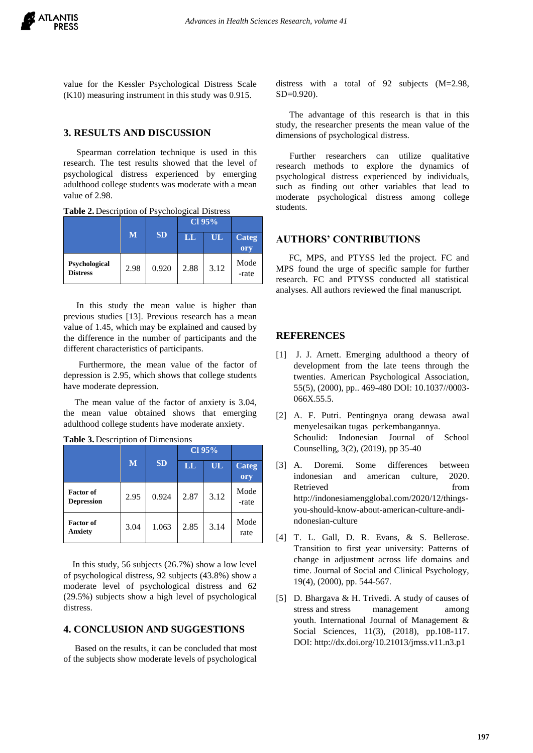value for the Kessler Psychological Distress Scale (K10) measuring instrument in this study was 0.915.

## 3. RESULTS AND DISCUSSION

Spearman correlation technique is used in this research. The test results showed that the level of psychological distress experienced by emerging adulthood college students was moderate with a mean value of 2.98.

**Table 2.** Description of Psychological Distress

| | M | SD | CI 95% | | Category |
|---|---|---|---|---|---|
| | | | LL | UL | |
| **Psychological Distress** | 2.98 | 0.920 | 2.88 | 3.12 | Mode-rate |

In this study the mean value is higher than previous studies [13]. Previous research has a mean value of 1.45, which may be explained and caused by the difference in the number of participants and the different characteristics of participants.

Furthermore, the mean value of the factor of depression is 2.95, which shows that college students have moderate depression.

The mean value of the factor of anxiety is 3.04, the mean value obtained shows that emerging adulthood college students have moderate anxiety.

**Table 3.** Description of Dimensions

| | M | SD | CI 95% | | Category |
|---|---|---|---|---|---|
| | | | LL | UL | |
| **Factor of Depression** | 2.95 | 0.924 | 2.87 | 3.12 | Mode-rate |
| **Factor of Anxiety** | 3.04 | 1.063 | 2.85 | 3.14 | Mode rate |

In this study, 56 subjects (26.7%) show a low level of psychological distress, 92 subjects (43.8%) show a moderate level of psychological distress and 62 (29.5%) subjects show a high level of psychological distress.

## 4. CONCLUSION AND SUGGESTIONS

Based on the results, it can be concluded that most of the subjects show moderate levels of psychological distress with a total of 92 subjects (M=2.98, SD=0.920).

The advantage of this research is that in this study, the researcher presents the mean value of the dimensions of psychological distress.

Further researchers can utilize qualitative research methods to explore the dynamics of psychological distress experienced by individuals, such as finding out other variables that lead to moderate psychological distress among college students.

## AUTHORS' CONTRIBUTIONS

FC, MPS, and PTYSS led the project. FC and MPS found the urge of specific sample for further research. FC and PTYSS conducted all statistical analyses. All authors reviewed the final manuscript.

## REFERENCES

[1] J. J. Arnett. Emerging adulthood a theory of development from the late teens through the twenties. American Psychological Association, 55(5), (2000), pp.. 469-480 DOI: 10.1037//0003-066X.55.5.

[2] A. F. Putri. Pentingnya orang dewasa awal menyelesaikan tugas perkembangannya. Schoulid: Indonesian Journal of School Counselling, 3(2), (2019), pp 35-40

[3] A. Doremi. Some differences between indonesian and american culture, 2020. Retrieved from http://indonesiamengglobal.com/2020/12/things-you-should-know-about-american-culture-andi-ndonesian-culture

[4] T. L. Gall, D. R. Evans, & S. Bellerose. Transition to first year university: Patterns of change in adjustment across life domains and time. Journal of Social and Clinical Psychology, 19(4), (2000), pp. 544-567.

[5] D. Bhargava & H. Trivedi. A study of causes of stress and stress management among youth. International Journal of Management & Social Sciences, 11(3), (2018), pp.108-117. DOI: http://dx.doi.org/10.21013/jmss.v11.n3.p1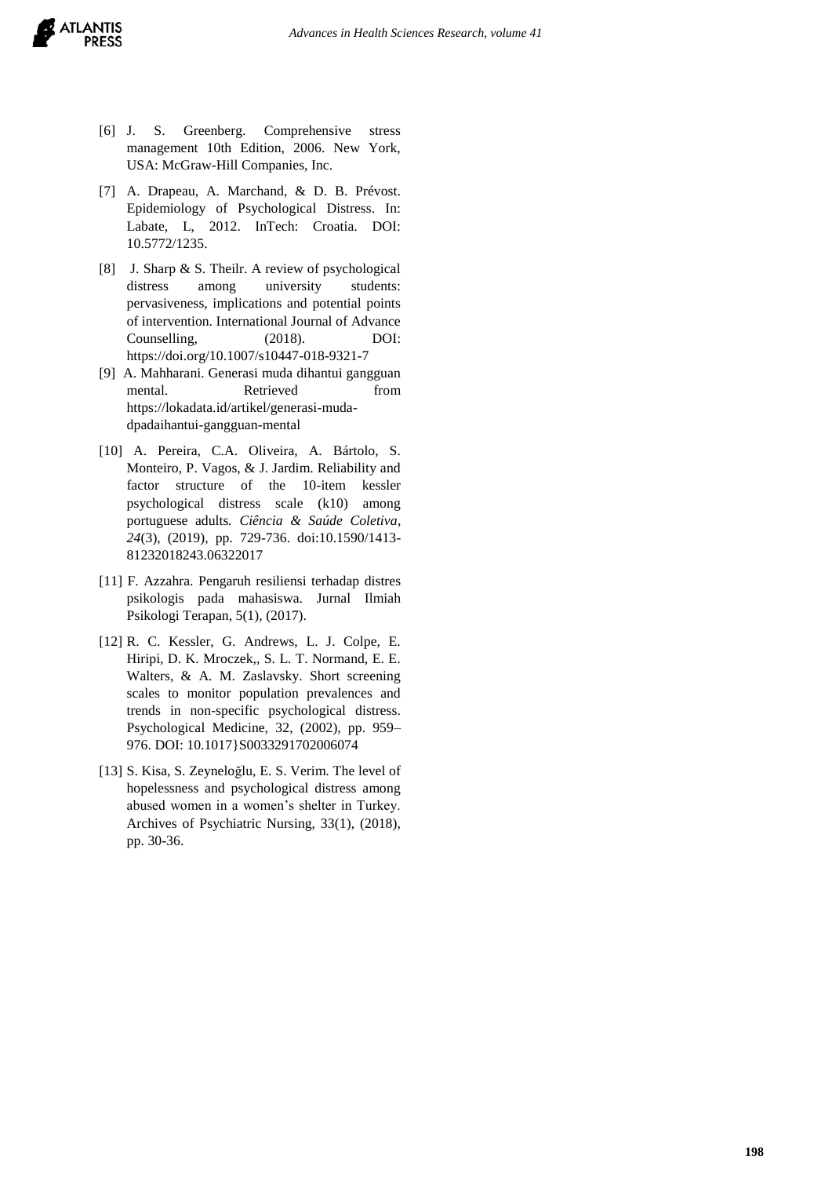[6] J. S. Greenberg. Comprehensive stress management 10th Edition, 2006. New York, USA: McGraw-Hill Companies, Inc.

[7] A. Drapeau, A. Marchand, & D. B. Prévost. Epidemiology of Psychological Distress. In: Labate, L, 2012. InTech: Croatia. DOI: 10.5772/1235.

[8] J. Sharp & S. Theilr. A review of psychological distress among university students: pervasiveness, implications and potential points of intervention. International Journal of Advance Counselling, (2018). DOI: https://doi.org/10.1007/s10447-018-9321-7

[9] A. Mahharani. Generasi muda dihantui gangguan mental. Retrieved from https://lokadata.id/artikel/generasi-muda-dpadaihantui-gangguan-mental

[10] A. Pereira, C.A. Oliveira, A. Bártolo, S. Monteiro, P. Vagos, & J. Jardim. Reliability and factor structure of the 10-item kessler psychological distress scale (k10) among portuguese adults. *Ciência & Saúde Coletiva*, *24*(3), (2019), pp. 729-736. doi:10.1590/1413-81232018243.06322017

[11] F. Azzahra. Pengaruh resiliensi terhadap distres psikologis pada mahasiswa. Jurnal Ilmiah Psikologi Terapan, 5(1), (2017).

[12] R. C. Kessler, G. Andrews, L. J. Colpe, E. Hiripi, D. K. Mroczek,, S. L. T. Normand, E. E. Walters, & A. M. Zaslavsky. Short screening scales to monitor population prevalences and trends in non-specific psychological distress. Psychological Medicine, 32, (2002), pp. 959–976. DOI: 10.1017}S0033291702006074

[13] S. Kisa, S. Zeyneloğlu, E. S. Verim. The level of hopelessness and psychological distress among abused women in a women's shelter in Turkey. Archives of Psychiatric Nursing, 33(1), (2018), pp. 30-36.